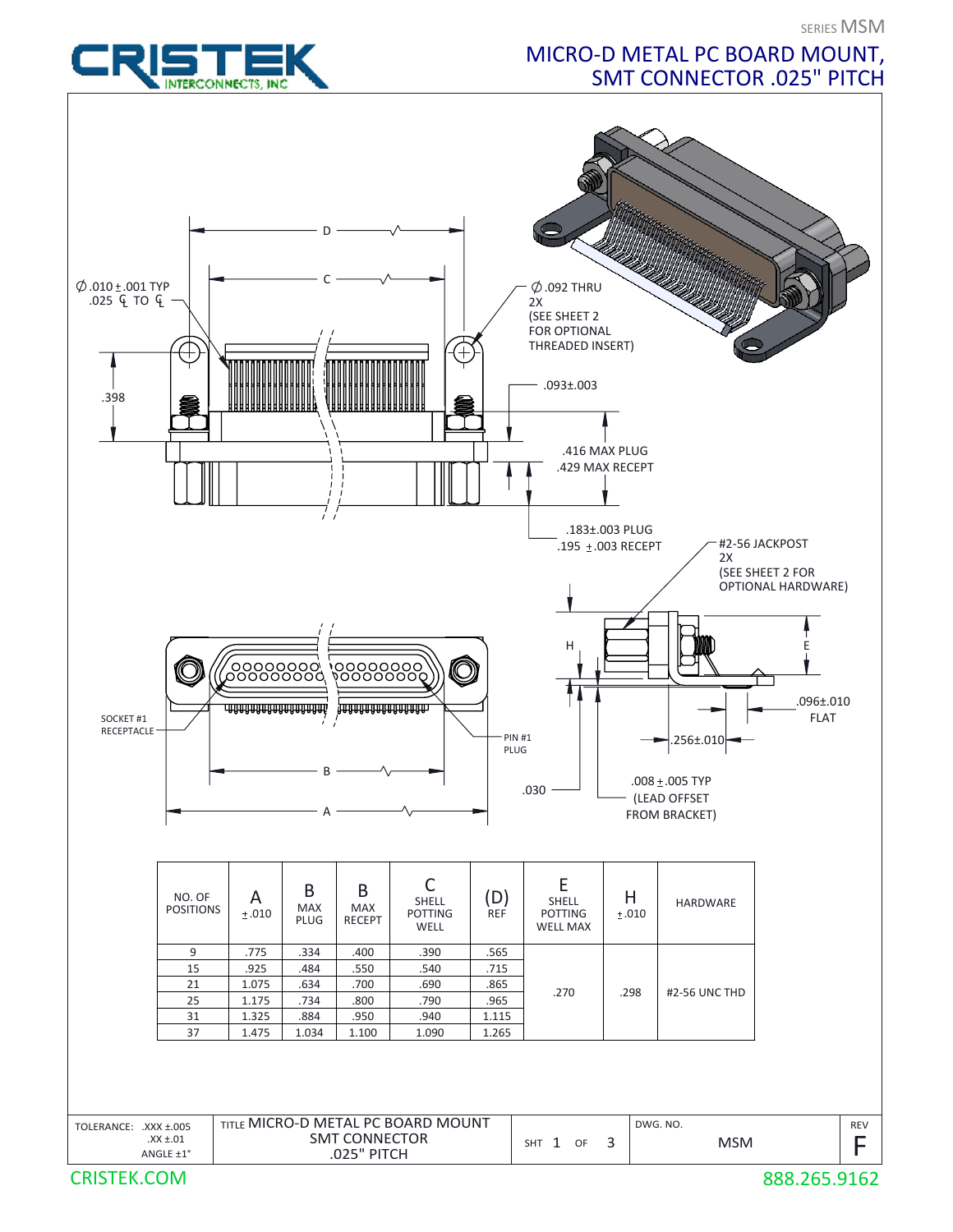SERIES MSM

# MICRO-D METAL PC BOARD MOUNT, SMT CONNECTOR .025" PITCH

CRISTEK INTERCONNECTS, INC

Ø.010±.001 TYP
.025 ℄ TO ℄

D

C

Ø.092 THRU
2X
(SEE SHEET 2 FOR OPTIONAL THREADED INSERT)

.398

.093±.003

.416 MAX PLUG
.429 MAX RECEPT

.183±.003 PLUG
.195 ±.003 RECEPT

#2-56 JACKPOST
2X
(SEE SHEET 2 FOR OPTIONAL HARDWARE)

H

E

SOCKET #1 RECEPTACLE

PIN #1 PLUG

.096±.010 FLAT

.256±.010

B

A

.030

.008±.005 TYP
(LEAD OFFSET FROM BRACKET)

| NO. OF POSITIONS | A ±.010 | B MAX PLUG | B MAX RECEPT | C SHELL POTTING WELL | (D) REF | E SHELL POTTING WELL MAX | H ±.010 | HARDWARE |
|---|---|---|---|---|---|---|---|---|
| 9 | .775 | .334 | .400 | .390 | .565 | .270 | .298 | #2-56 UNC THD |
| 15 | .925 | .484 | .550 | .540 | .715 | | | |
| 21 | 1.075 | .634 | .700 | .690 | .865 | | | |
| 25 | 1.175 | .734 | .800 | .790 | .965 | | | |
| 31 | 1.325 | .884 | .950 | .940 | 1.115 | | | |
| 37 | 1.475 | 1.034 | 1.100 | 1.090 | 1.265 | | | |

| TOLERANCE: .XXX ±.005 .XX ±.01 ANGLE ±1° | TITLE MICRO-D METAL PC BOARD MOUNT SMT CONNECTOR .025" PITCH | SHT 1 OF 3 | DWG. NO. MSM | REV F |
|---|---|---|---|---|

CRISTEK.COM 888.265.9162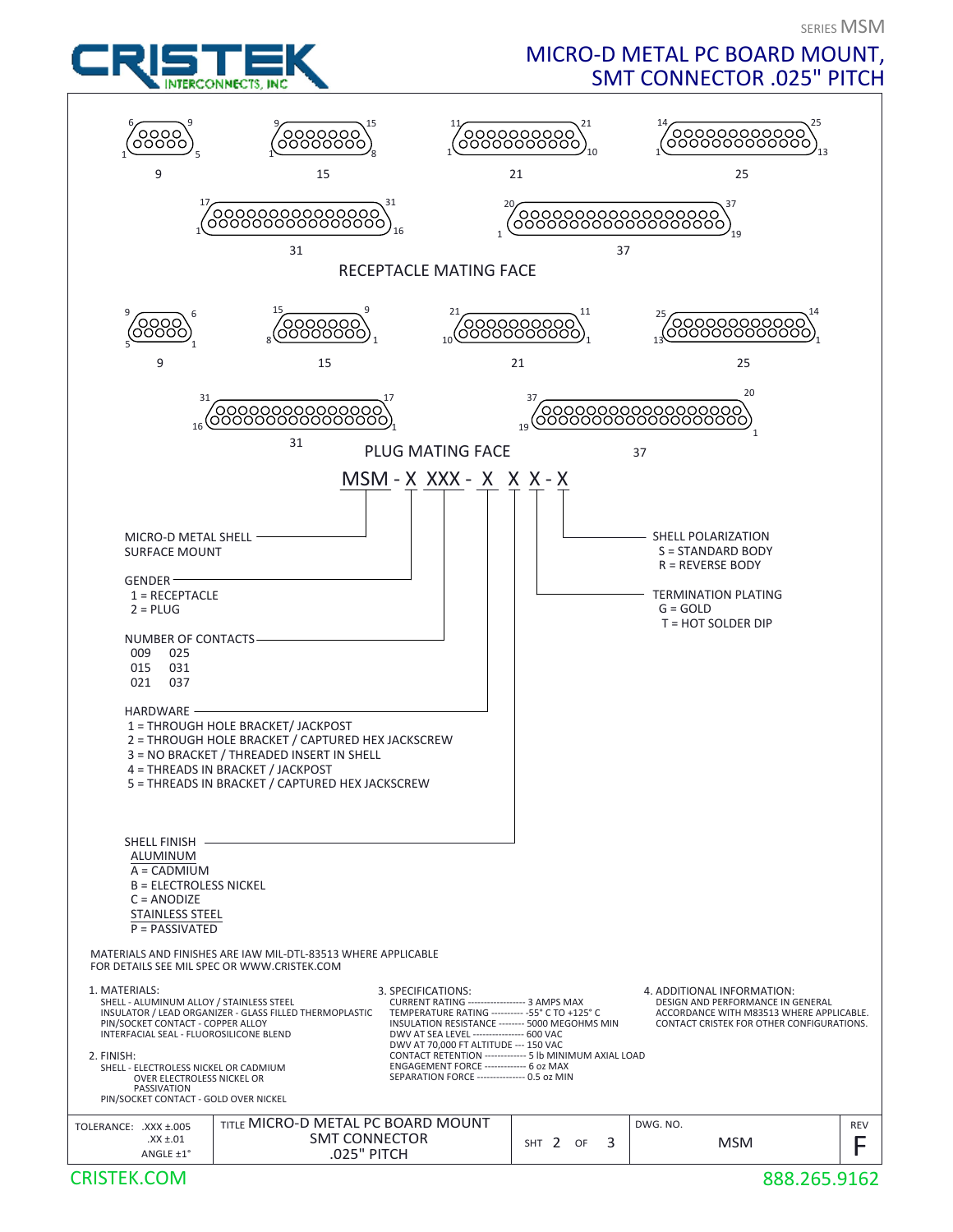SERIES MSM

# MICRO-D METAL PC BOARD MOUNT, SMT CONNECTOR .025" PITCH

CRISTEK INTERCONNECTS, INC

## RECEPTACLE MATING FACE

| Contacts | Pin numbering |
|---|---|
| 9 | 1–5 (bottom row), 6–9 (top row) |
| 15 | 1–8 (bottom row), 9–15 (top row) |
| 21 | 1–10 (bottom row), 11–21 (top row) |
| 25 | 1–13 (bottom row), 14–25 (top row) |
| 31 | 1–16 (bottom row), 17–31 (top row) |
| 37 | 1–19 (bottom row), 20–37 (top row) |

## PLUG MATING FACE

| Contacts | Pin numbering |
|---|---|
| 9 | 1–5 (bottom row), 6–9 (top row) |
| 15 | 1–8 (bottom row), 9–15 (top row) |
| 21 | 1–10 (bottom row), 11–21 (top row) |
| 25 | 1–13 (bottom row), 14–25 (top row) |
| 31 | 1–16 (bottom row), 17–31 (top row) |
| 37 | 1–19 (bottom row), 20–37 (top row) |

## MSM - X XXX - X X X - X

**MICRO-D METAL SHELL SURFACE MOUNT** (MSM)

**GENDER**
- 1 = RECEPTACLE
- 2 = PLUG

**NUMBER OF CONTACTS**
- 009
- 015
- 021
- 025
- 031
- 037

**HARDWARE**
- 1 = THROUGH HOLE BRACKET/ JACKPOST
- 2 = THROUGH HOLE BRACKET / CAPTURED HEX JACKSCREW
- 3 = NO BRACKET / THREADED INSERT IN SHELL
- 4 = THREADS IN BRACKET / JACKPOST
- 5 = THREADS IN BRACKET / CAPTURED HEX JACKSCREW

**SHELL FINISH**

ALUMINUM
- A = CADMIUM
- B = ELECTROLESS NICKEL
- C = ANODIZE

STAINLESS STEEL
- P = PASSIVATED

**TERMINATION PLATING**
- G = GOLD
- T = HOT SOLDER DIP

**SHELL POLARIZATION**
- S = STANDARD BODY
- R = REVERSE BODY

MATERIALS AND FINISHES ARE IAW MIL-DTL-83513 WHERE APPLICABLE
FOR DETAILS SEE MIL SPEC OR WWW.CRISTEK.COM

1. MATERIALS:
   - SHELL - ALUMINUM ALLOY / STAINLESS STEEL
   - INSULATOR / LEAD ORGANIZER - GLASS FILLED THERMOPLASTIC
   - PIN/SOCKET CONTACT - COPPER ALLOY
   - INTERFACIAL SEAL - FLUOROSILICONE BLEND

2. FINISH:
   - SHELL - ELECTROLESS NICKEL OR CADMIUM OVER ELECTROLESS NICKEL OR PASSIVATION
   - PIN/SOCKET CONTACT - GOLD OVER NICKEL

3. SPECIFICATIONS:
   - CURRENT RATING ------------------ 3 AMPS MAX
   - TEMPERATURE RATING ---------- -55° C TO +125° C
   - INSULATION RESISTANCE -------- 5000 MEGOHMS MIN
   - DWV AT SEA LEVEL ---------------- 600 VAC
   - DWV AT 70,000 FT ALTITUDE --- 150 VAC
   - CONTACT RETENTION ------------- 5 lb MINIMUM AXIAL LOAD
   - ENGAGEMENT FORCE ------------- 6 oz MAX
   - SEPARATION FORCE --------------- 0.5 oz MIN

4. ADDITIONAL INFORMATION:
   DESIGN AND PERFORMANCE IN GENERAL ACCORDANCE WITH M83513 WHERE APPLICABLE. CONTACT CRISTEK FOR OTHER CONFIGURATIONS.

| TOLERANCE: .XXX ±.005 .XX ±.01 ANGLE ±1° | TITLE MICRO-D METAL PC BOARD MOUNT SMT CONNECTOR .025" PITCH | SHT 2 OF 3 | DWG. NO. MSM | REV F |
|---|---|---|---|---|

CRISTEK.COM 888.265.9162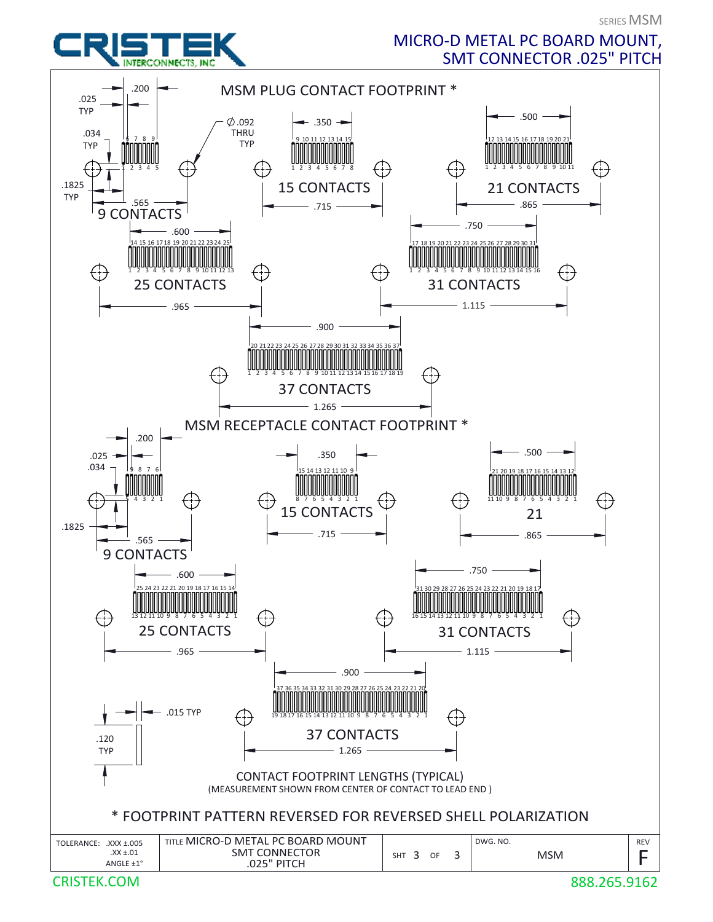SERIES MSM

# MICRO-D METAL PC BOARD MOUNT, SMT CONNECTOR .025" PITCH

## MSM PLUG CONTACT FOOTPRINT *

.025 TYP

.200

.034 TYP

Ø.092 THRU TYP

.1825 TYP

.565

9 CONTACTS

.350

15 CONTACTS

.715

.500

21 CONTACTS

.865

.600

25 CONTACTS

.965

.750

31 CONTACTS

1.115

.900

37 CONTACTS

1.265

## MSM RECEPTACLE CONTACT FOOTPRINT *

.200

.025

.034

.1825

.565

9 CONTACTS

.350

15 CONTACTS

.715

.500

21

.865

.600

25 CONTACTS

.965

.750

31 CONTACTS

1.115

.900

37 CONTACTS

1.265

.015 TYP

.120 TYP

CONTACT FOOTPRINT LENGTHS (TYPICAL)
(MEASUREMENT SHOWN FROM CENTER OF CONTACT TO LEAD END )

* FOOTPRINT PATTERN REVERSED FOR REVERSED SHELL POLARIZATION

| TOLERANCE: | TITLE | SHT | DWG. NO. | REV |
|---|---|---|---|---|
| .XXX ±.005<br>.XX ±.01<br>ANGLE ±1° | MICRO-D METAL PC BOARD MOUNT SMT CONNECTOR .025" PITCH | 3 OF 3 | MSM | F |

CRISTEK.COM

888.265.9162